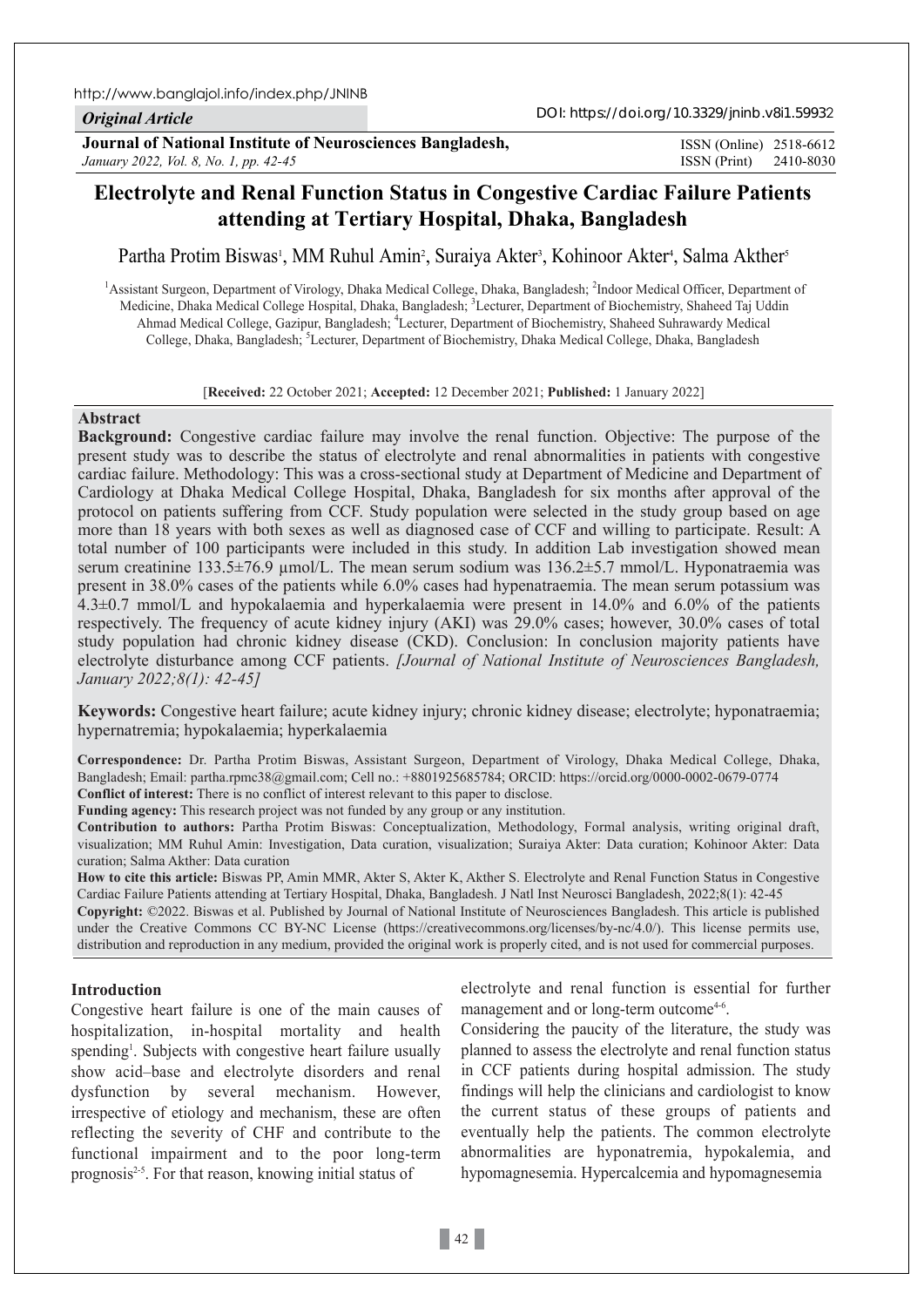http://www.banglajol.info/index.php/JNINB

*Original Article*

DOI: https://doi.org/10.3329/jninb.v8i1.59932

**Journal of National Institute of Neurosciences Bangladesh,**
*January 2022, Vol. 8, No. 1, pp. 42-45*

ISSN (Online) 2518-6612
ISSN (Print) 2410-8030

# Electrolyte and Renal Function Status in Congestive Cardiac Failure Patients attending at Tertiary Hospital, Dhaka, Bangladesh

Partha Protim Biswas[1], MM Ruhul Amin[2], Suraiya Akter[3], Kohinoor Akter[4], Salma Akther[5]

[1]Assistant Surgeon, Department of Virology, Dhaka Medical College, Dhaka, Bangladesh; [2]Indoor Medical Officer, Department of Medicine, Dhaka Medical College Hospital, Dhaka, Bangladesh; [3]Lecturer, Department of Biochemistry, Shaheed Taj Uddin Ahmad Medical College, Gazipur, Bangladesh; [4]Lecturer, Department of Biochemistry, Shaheed Suhrawardy Medical College, Dhaka, Bangladesh; [5]Lecturer, Department of Biochemistry, Dhaka Medical College, Dhaka, Bangladesh

[**Received:** 22 October 2021; **Accepted:** 12 December 2021; **Published:** 1 January 2022]

## Abstract

**Background:** Congestive cardiac failure may involve the renal function. Objective: The purpose of the present study was to describe the status of electrolyte and renal abnormalities in patients with congestive cardiac failure. Methodology: This was a cross-sectional study at Department of Medicine and Department of Cardiology at Dhaka Medical College Hospital, Dhaka, Bangladesh for six months after approval of the protocol on patients suffering from CCF. Study population were selected in the study group based on age more than 18 years with both sexes as well as diagnosed case of CCF and willing to participate. Result: A total number of 100 participants were included in this study. In addition Lab investigation showed mean serum creatinine 133.5±76.9 μmol/L. The mean serum sodium was 136.2±5.7 mmol/L. Hyponatraemia was present in 38.0% cases of the patients while 6.0% cases had hypenatraemia. The mean serum potassium was 4.3±0.7 mmol/L and hypokalaemia and hyperkalaemia were present in 14.0% and 6.0% of the patients respectively. The frequency of acute kidney injury (AKI) was 29.0% cases; however, 30.0% cases of total study population had chronic kidney disease (CKD). Conclusion: In conclusion majority patients have electrolyte disturbance among CCF patients. *[Journal of National Institute of Neurosciences Bangladesh, January 2022;8(1): 42-45]*

**Keywords:** Congestive heart failure; acute kidney injury; chronic kidney disease; electrolyte; hyponatraemia; hypernatremia; hypokalaemia; hyperkalaemia

**Correspondence:** Dr. Partha Protim Biswas, Assistant Surgeon, Department of Virology, Dhaka Medical College, Dhaka, Bangladesh; Email: partha.rpmc38@gmail.com; Cell no.: +8801925685784; ORCID: https://orcid.org/0000-0002-0679-0774

**Conflict of interest:** There is no conflict of interest relevant to this paper to disclose.

**Funding agency:** This research project was not funded by any group or any institution.

**Contribution to authors:** Partha Protim Biswas: Conceptualization, Methodology, Formal analysis, writing original draft, visualization; MM Ruhul Amin: Investigation, Data curation, visualization; Suraiya Akter: Data curation; Kohinoor Akter: Data curation; Salma Akther: Data curation

**How to cite this article:** Biswas PP, Amin MMR, Akter S, Akter K, Akther S. Electrolyte and Renal Function Status in Congestive Cardiac Failure Patients attending at Tertiary Hospital, Dhaka, Bangladesh. J Natl Inst Neurosci Bangladesh, 2022;8(1): 42-45

**Copyright:** ©2022. Biswas et al. Published by Journal of National Institute of Neurosciences Bangladesh. This article is published under the Creative Commons CC BY-NC License (https://creativecommons.org/licenses/by-nc/4.0/). This license permits use, distribution and reproduction in any medium, provided the original work is properly cited, and is not used for commercial purposes.

## Introduction

Congestive heart failure is one of the main causes of hospitalization, in-hospital mortality and health spending[1]. Subjects with congestive heart failure usually show acid–base and electrolyte disorders and renal dysfunction by several mechanism. However, irrespective of etiology and mechanism, these are often reflecting the severity of CHF and contribute to the functional impairment and to the poor long-term prognosis[2-5]. For that reason, knowing initial status of electrolyte and renal function is essential for further management and or long-term outcome[4-6].

Considering the paucity of the literature, the study was planned to assess the electrolyte and renal function status in CCF patients during hospital admission. The study findings will help the clinicians and cardiologist to know the current status of these groups of patients and eventually help the patients. The common electrolyte abnormalities are hyponatremia, hypokalemia, and hypomagnesemia. Hypercalcemia and hypomagnesemia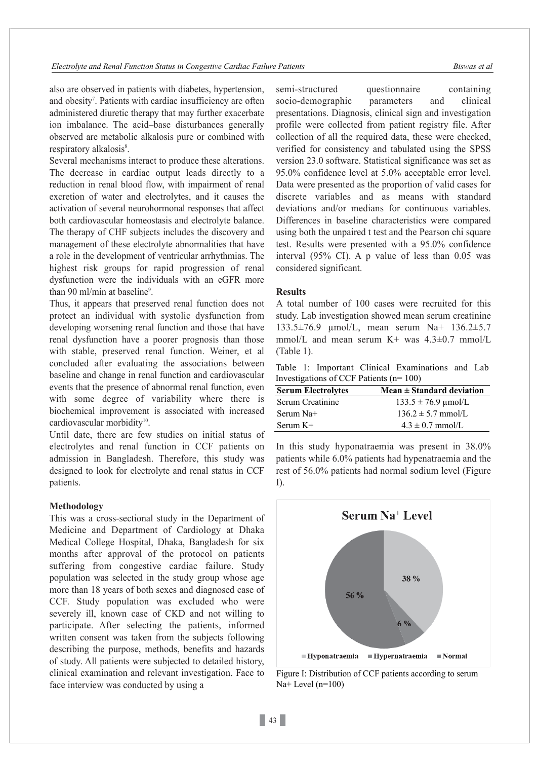also are observed in patients with diabetes, hypertension, and obesity[7]. Patients with cardiac insufficiency are often administered diuretic therapy that may further exacerbate ion imbalance. The acid–base disturbances generally observed are metabolic alkalosis pure or combined with respiratory alkalosis[8].

Several mechanisms interact to produce these alterations. The decrease in cardiac output leads directly to a reduction in renal blood flow, with impairment of renal excretion of water and electrolytes, and it causes the activation of several neurohormonal responses that affect both cardiovascular homeostasis and electrolyte balance. The therapy of CHF subjects includes the discovery and management of these electrolyte abnormalities that have a role in the development of ventricular arrhythmias. The highest risk groups for rapid progression of renal dysfunction were the individuals with an eGFR more than 90 ml/min at baseline[9].

Thus, it appears that preserved renal function does not protect an individual with systolic dysfunction from developing worsening renal function and those that have renal dysfunction have a poorer prognosis than those with stable, preserved renal function. Weiner, et al concluded after evaluating the associations between baseline and change in renal function and cardiovascular events that the presence of abnormal renal function, even with some degree of variability where there is biochemical improvement is associated with increased cardiovascular morbidity[10].

Until date, there are few studies on initial status of electrolytes and renal function in CCF patients on admission in Bangladesh. Therefore, this study was designed to look for electrolyte and renal status in CCF patients.

## Methodology

This was a cross-sectional study in the Department of Medicine and Department of Cardiology at Dhaka Medical College Hospital, Dhaka, Bangladesh for six months after approval of the protocol on patients suffering from congestive cardiac failure. Study population was selected in the study group whose age more than 18 years of both sexes and diagnosed case of CCF. Study population was excluded who were severely ill, known case of CKD and not willing to participate. After selecting the patients, informed written consent was taken from the subjects following describing the purpose, methods, benefits and hazards of study. All patients were subjected to detailed history, clinical examination and relevant investigation. Face to face interview was conducted by using a semi-structured questionnaire containing socio-demographic parameters and clinical presentations. Diagnosis, clinical sign and investigation profile were collected from patient registry file. After collection of all the required data, these were checked, verified for consistency and tabulated using the SPSS version 23.0 software. Statistical significance was set as 95.0% confidence level at 5.0% acceptable error level. Data were presented as the proportion of valid cases for discrete variables and as means with standard deviations and/or medians for continuous variables. Differences in baseline characteristics were compared using both the unpaired t test and the Pearson chi square test. Results were presented with a 95.0% confidence interval (95% CI). A p value of less than 0.05 was considered significant.

## Results

A total number of 100 cases were recruited for this study. Lab investigation showed mean serum creatinine 133.5±76.9 µmol/L, mean serum $Na^+$ 136.2±5.7 mmol/L and mean serum $K^+$ was 4.3±0.7 mmol/L (Table 1).

Table 1: Important Clinical Examinations and Lab Investigations of CCF Patients (n= 100)

| Serum Electrolytes | Mean ± Standard deviation |
|---|---|
| Serum Creatinine | 133.5 ± 76.9 µmol/L |
| Serum $Na^+$ | 136.2 ± 5.7 mmol/L |
| Serum $K^+$ | 4.3 ± 0.7 mmol/L |

In this study hyponatraemia was present in 38.0% patients while 6.0% patients had hypenatraemia and the rest of 56.0% patients had normal sodium level (Figure I).

**Serum $Na^+$ Level**

| Category | Percentage |
|---|---|
| Hyponatraemia | 38 % |
| Hypernatraemia | 6 % |
| Normal | 56 % |

Figure I: Distribution of CCF patients according to serum $Na^+$ Level (n=100)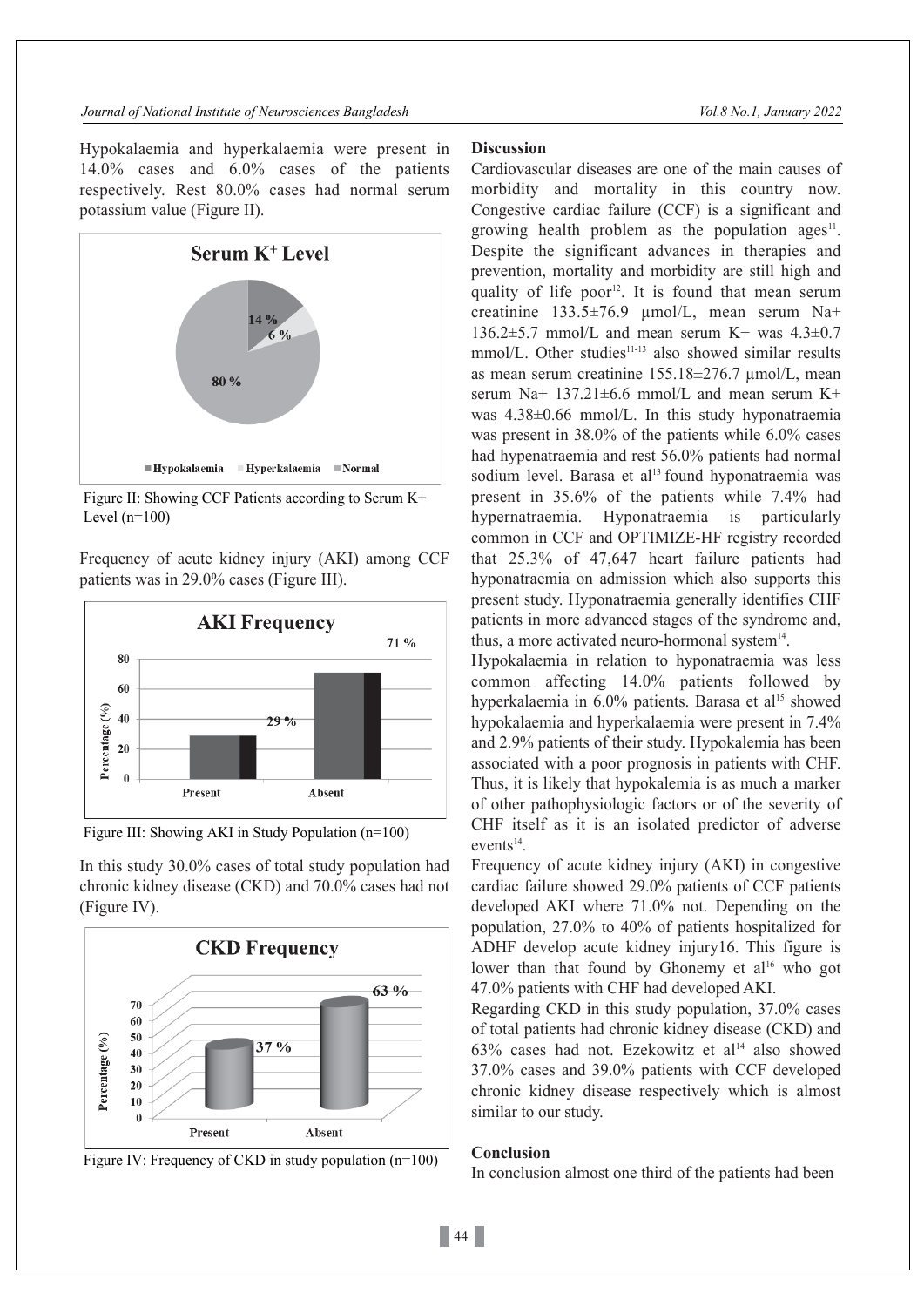Hypokalaemia and hyperkalaemia were present in 14.0% cases and 6.0% cases of the patients respectively. Rest 80.0% cases had normal serum potassium value (Figure II).

Figure II: Showing CCF Patients according to Serum K+ Level (n=100)

Frequency of acute kidney injury (AKI) among CCF patients was in 29.0% cases (Figure III).

Figure III: Showing AKI in Study Population (n=100)

In this study 30.0% cases of total study population had chronic kidney disease (CKD) and 70.0% cases had not (Figure IV).

Figure IV: Frequency of CKD in study population (n=100)

## Discussion

Cardiovascular diseases are one of the main causes of morbidity and mortality in this country now. Congestive cardiac failure (CCF) is a significant and growing health problem as the population ages[11]. Despite the significant advances in therapies and prevention, mortality and morbidity are still high and quality of life poor[12]. It is found that mean serum creatinine 133.5±76.9 µmol/L, mean serum Na+ 136.2±5.7 mmol/L and mean serum K+ was 4.3±0.7 mmol/L. Other studies[11-13] also showed similar results as mean serum creatinine 155.18±276.7 µmol/L, mean serum Na+ 137.21±6.6 mmol/L and mean serum K+ was 4.38±0.66 mmol/L. In this study hyponatraemia was present in 38.0% of the patients while 6.0% cases had hypenatraemia and rest 56.0% patients had normal sodium level. Barasa et al[13] found hyponatraemia was present in 35.6% of the patients while 7.4% had hypernatraemia. Hyponatraemia is particularly common in CCF and OPTIMIZE-HF registry recorded that 25.3% of 47,647 heart failure patients had hyponatraemia on admission which also supports this present study. Hyponatraemia generally identifies CHF patients in more advanced stages of the syndrome and, thus, a more activated neuro-hormonal system[14].

Hypokalaemia in relation to hyponatraemia was less common affecting 14.0% patients followed by hyperkalaemia in 6.0% patients. Barasa et al[15] showed hypokalaemia and hyperkalaemia were present in 7.4% and 2.9% patients of their study. Hypokalemia has been associated with a poor prognosis in patients with CHF. Thus, it is likely that hypokalemia is as much a marker of other pathophysiologic factors or of the severity of CHF itself as it is an isolated predictor of adverse events[14].

Frequency of acute kidney injury (AKI) in congestive cardiac failure showed 29.0% patients of CCF patients developed AKI where 71.0% not. Depending on the population, 27.0% to 40% of patients hospitalized for ADHF develop acute kidney injury16. This figure is lower than that found by Ghonemy et al[16] who got 47.0% patients with CHF had developed AKI.

Regarding CKD in this study population, 37.0% cases of total patients had chronic kidney disease (CKD) and 63% cases had not. Ezekowitz et al[14] also showed 37.0% cases and 39.0% patients with CCF developed chronic kidney disease respectively which is almost similar to our study.

## Conclusion

In conclusion almost one third of the patients had been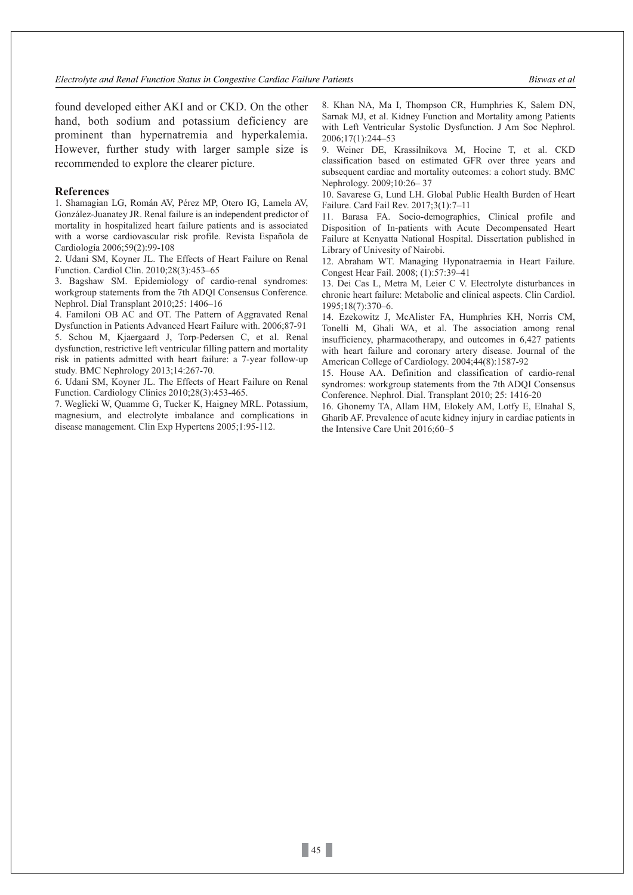found developed either AKI and or CKD. On the other hand, both sodium and potassium deficiency are prominent than hypernatremia and hyperkalemia. However, further study with larger sample size is recommended to explore the clearer picture.

## References

1. Shamagian LG, Román AV, Pérez MP, Otero IG, Lamela AV, González-Juanatey JR. Renal failure is an independent predictor of mortality in hospitalized heart failure patients and is associated with a worse cardiovascular risk profile. Revista Española de Cardiología 2006;59(2):99-108
2. Udani SM, Koyner JL. The Effects of Heart Failure on Renal Function. Cardiol Clin. 2010;28(3):453–65
3. Bagshaw SM. Epidemiology of cardio-renal syndromes: workgroup statements from the 7th ADQI Consensus Conference. Nephrol. Dial Transplant 2010;25: 1406–16
4. Familoni OB AC and OT. The Pattern of Aggravated Renal Dysfunction in Patients Advanced Heart Failure with. 2006;87-91
5. Schou M, Kjaergaard J, Torp-Pedersen C, et al. Renal dysfunction, restrictive left ventricular filling pattern and mortality risk in patients admitted with heart failure: a 7-year follow-up study. BMC Nephrology 2013;14:267-70.
6. Udani SM, Koyner JL. The Effects of Heart Failure on Renal Function. Cardiology Clinics 2010;28(3):453-465.
7. Weglicki W, Quamme G, Tucker K, Haigney MRL. Potassium, magnesium, and electrolyte imbalance and complications in disease management. Clin Exp Hypertens 2005;1:95-112.
8. Khan NA, Ma I, Thompson CR, Humphries K, Salem DN, Sarnak MJ, et al. Kidney Function and Mortality among Patients with Left Ventricular Systolic Dysfunction. J Am Soc Nephrol. 2006;17(1):244–53
9. Weiner DE, Krassilnikova M, Hocine T, et al. CKD classification based on estimated GFR over three years and subsequent cardiac and mortality outcomes: a cohort study. BMC Nephrology. 2009;10:26– 37
10. Savarese G, Lund LH. Global Public Health Burden of Heart Failure. Card Fail Rev. 2017;3(1):7–11
11. Barasa FA. Socio-demographics, Clinical profile and Disposition of In-patients with Acute Decompensated Heart Failure at Kenyatta National Hospital. Dissertation published in Library of Univesity of Nairobi.
12. Abraham WT. Managing Hyponatraemia in Heart Failure. Congest Hear Fail. 2008; (1):57:39–41
13. Dei Cas L, Metra M, Leier C V. Electrolyte disturbances in chronic heart failure: Metabolic and clinical aspects. Clin Cardiol. 1995;18(7):370–6.
14. Ezekowitz J, McAlister FA, Humphries KH, Norris CM, Tonelli M, Ghali WA, et al. The association among renal insufficiency, pharmacotherapy, and outcomes in 6,427 patients with heart failure and coronary artery disease. Journal of the American College of Cardiology. 2004;44(8):1587-92
15. House AA. Definition and classification of cardio-renal syndromes: workgroup statements from the 7th ADQI Consensus Conference. Nephrol. Dial. Transplant 2010; 25: 1416-20
16. Ghonemy TA, Allam HM, Elokely AM, Lotfy E, Elnahal S, Gharib AF. Prevalence of acute kidney injury in cardiac patients in the Intensive Care Unit 2016;60–5